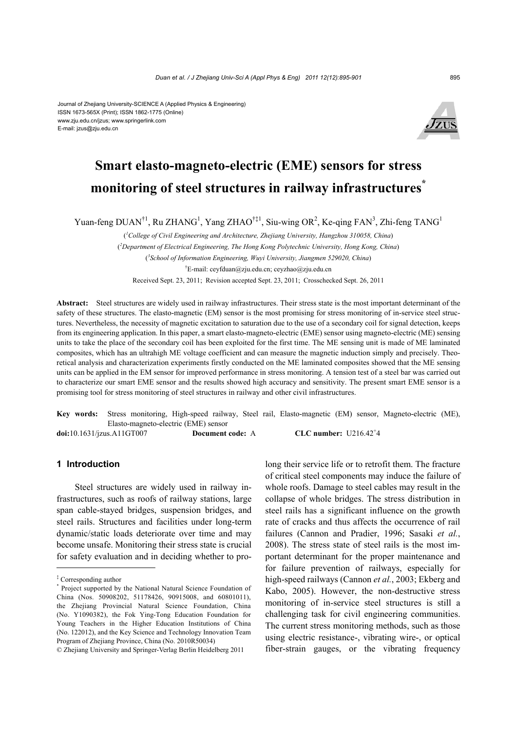Journal of Zhejiang University-SCIENCE A (Applied Physics & Engineering)
ISSN 1673-565X (Print); ISSN 1862-1775 (Online)
www.zju.edu.cn/jzus; www.springerlink.com
E-mail: jzus@zju.edu.cn

# Smart elasto-magneto-electric (EME) sensors for stress monitoring of steel structures in railway infrastructures*

Yuan-feng DUAN[†1], Ru ZHANG[1], Yang ZHAO[†‡1], Siu-wing OR[2], Ke-qing FAN[3], Zhi-feng TANG[1]

([1]*College of Civil Engineering and Architecture, Zhejiang University, Hangzhou 310058, China*)

([2]*Department of Electrical Engineering, The Hong Kong Polytechnic University, Hong Kong, China*)

([3]*School of Information Engineering, Wuyi University, Jiangmen 529020, China*)

[†]E-mail: ceyfduan@zju.edu.cn; ceyzhao@zju.edu.cn

Received Sept. 23, 2011; Revision accepted Sept. 23, 2011; Crosschecked Sept. 26, 2011

**Abstract:** Steel structures are widely used in railway infrastructures. Their stress state is the most important determinant of the safety of these structures. The elasto-magnetic (EM) sensor is the most promising for stress monitoring of in-service steel structures. Nevertheless, the necessity of magnetic excitation to saturation due to the use of a secondary coil for signal detection, keeps from its engineering application. In this paper, a smart elasto-magneto-electric (EME) sensor using magneto-electric (ME) sensing units to take the place of the secondary coil has been exploited for the first time. The ME sensing unit is made of ME laminated composites, which has an ultrahigh ME voltage coefficient and can measure the magnetic induction simply and precisely. Theoretical analysis and characterization experiments firstly conducted on the ME laminated composites showed that the ME sensing units can be applied in the EM sensor for improved performance in stress monitoring. A tension test of a steel bar was carried out to characterize our smart EME sensor and the results showed high accuracy and sensitivity. The present smart EME sensor is a promising tool for stress monitoring of steel structures in railway and other civil infrastructures.

**Key words:** Stress monitoring, High-speed railway, Steel rail, Elasto-magnetic (EM) sensor, Magneto-electric (ME), Elasto-magneto-electric (EME) sensor

**doi:**10.1631/jzus.A11GT007 **Document code:** A **CLC number:** U216.42⁺4

## 1 Introduction

Steel structures are widely used in railway infrastructures, such as roofs of railway stations, large span cable-stayed bridges, suspension bridges, and steel rails. Structures and facilities under long-term dynamic/static loads deteriorate over time and may become unsafe. Monitoring their stress state is crucial for safety evaluation and in deciding whether to prolong their service life or to retrofit them. The fracture of critical steel components may induce the failure of whole roofs. Damage to steel cables may result in the collapse of whole bridges. The stress distribution in steel rails has a significant influence on the growth rate of cracks and thus affects the occurrence of rail failures (Cannon and Pradier, 1996; Sasaki *et al.*, 2008). The stress state of steel rails is the most important determinant for the proper maintenance and for failure prevention of railways, especially for high-speed railways (Cannon *et al.*, 2003; Ekberg and Kabo, 2005). However, the non-destructive stress monitoring of in-service steel structures is still a challenging task for civil engineering communities. The current stress monitoring methods, such as those using electric resistance-, vibrating wire-, or optical fiber-strain gauges, or the vibrating frequency

---

‡ Corresponding author

\* Project supported by the National Natural Science Foundation of China (Nos. 50908202, 51178426, 90915008, and 60801011), the Zhejiang Provincial Natural Science Foundation, China (No. Y1090382), the Fok Ying-Tong Education Foundation for Young Teachers in the Higher Education Institutions of China (No. 122012), and the Key Science and Technology Innovation Team Program of Zhejiang Province, China (No. 2010R50034)

© Zhejiang University and Springer-Verlag Berlin Heidelberg 2011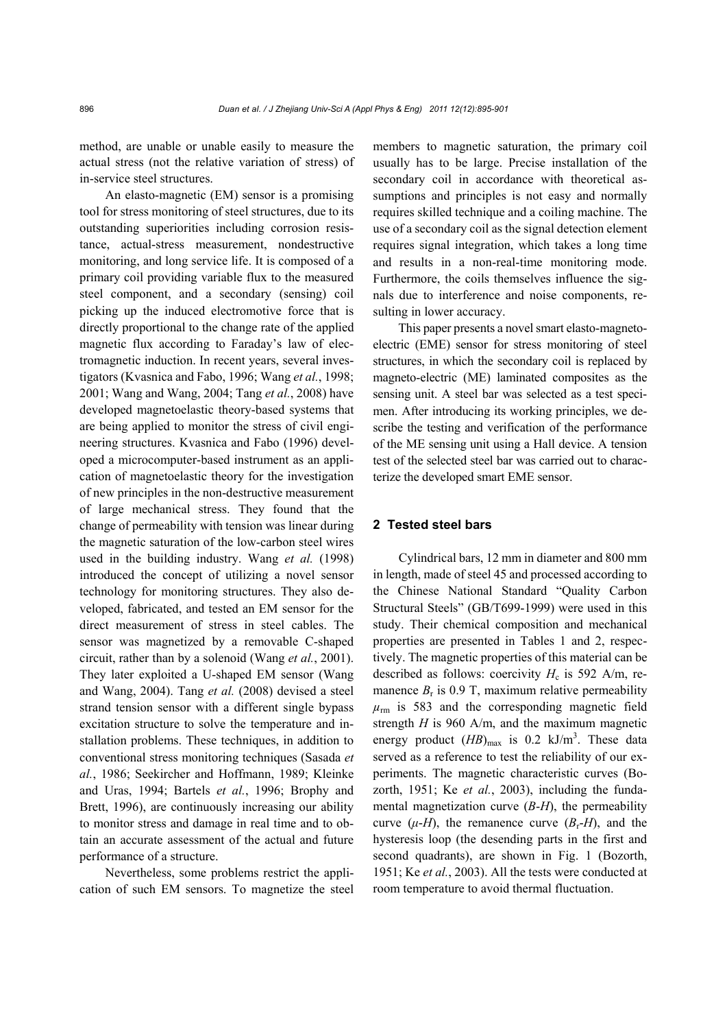method, are unable or unable easily to measure the actual stress (not the relative variation of stress) of in-service steel structures.

An elasto-magnetic (EM) sensor is a promising tool for stress monitoring of steel structures, due to its outstanding superiorities including corrosion resistance, actual-stress measurement, nondestructive monitoring, and long service life. It is composed of a primary coil providing variable flux to the measured steel component, and a secondary (sensing) coil picking up the induced electromotive force that is directly proportional to the change rate of the applied magnetic flux according to Faraday's law of electromagnetic induction. In recent years, several investigators (Kvasnica and Fabo, 1996; Wang *et al.*, 1998; 2001; Wang and Wang, 2004; Tang *et al.*, 2008) have developed magnetoelastic theory-based systems that are being applied to monitor the stress of civil engineering structures. Kvasnica and Fabo (1996) developed a microcomputer-based instrument as an application of magnetoelastic theory for the investigation of new principles in the non-destructive measurement of large mechanical stress. They found that the change of permeability with tension was linear during the magnetic saturation of the low-carbon steel wires used in the building industry. Wang *et al.* (1998) introduced the concept of utilizing a novel sensor technology for monitoring structures. They also developed, fabricated, and tested an EM sensor for the direct measurement of stress in steel cables. The sensor was magnetized by a removable C-shaped circuit, rather than by a solenoid (Wang *et al.*, 2001). They later exploited a U-shaped EM sensor (Wang and Wang, 2004). Tang *et al.* (2008) devised a steel strand tension sensor with a different single bypass excitation structure to solve the temperature and installation problems. These techniques, in addition to conventional stress monitoring techniques (Sasada *et al.*, 1986; Seekircher and Hoffmann, 1989; Kleinke and Uras, 1994; Bartels *et al.*, 1996; Brophy and Brett, 1996), are continuously increasing our ability to monitor stress and damage in real time and to obtain an accurate assessment of the actual and future performance of a structure.

Nevertheless, some problems restrict the application of such EM sensors. To magnetize the steel members to magnetic saturation, the primary coil usually has to be large. Precise installation of the secondary coil in accordance with theoretical assumptions and principles is not easy and normally requires skilled technique and a coiling machine. The use of a secondary coil as the signal detection element requires signal integration, which takes a long time and results in a non-real-time monitoring mode. Furthermore, the coils themselves influence the signals due to interference and noise components, resulting in lower accuracy.

This paper presents a novel smart elasto-magneto-electric (EME) sensor for stress monitoring of steel structures, in which the secondary coil is replaced by magneto-electric (ME) laminated composites as the sensing unit. A steel bar was selected as a test specimen. After introducing its working principles, we describe the testing and verification of the performance of the ME sensing unit using a Hall device. A tension test of the selected steel bar was carried out to characterize the developed smart EME sensor.

## 2 Tested steel bars

Cylindrical bars, 12 mm in diameter and 800 mm in length, made of steel 45 and processed according to the Chinese National Standard "Quality Carbon Structural Steels" (GB/T699-1999) were used in this study. Their chemical composition and mechanical properties are presented in Tables 1 and 2, respectively. The magnetic properties of this material can be described as follows: coercivity $H_c$ is 592 A/m, remanence $B_r$ is 0.9 T, maximum relative permeability $\mu_{rm}$ is 583 and the corresponding magnetic field strength $H$ is 960 A/m, and the maximum magnetic energy product $(HB)_{max}$ is 0.2 kJ/m$^3$. These data served as a reference to test the reliability of our experiments. The magnetic characteristic curves (Bozorth, 1951; Ke *et al.*, 2003), including the fundamental magnetization curve ($B$-$H$), the permeability curve ($\mu$-$H$), the remanence curve ($B_r$-$H$), and the hysteresis loop (the desending parts in the first and second quadrants), are shown in Fig. 1 (Bozorth, 1951; Ke *et al.*, 2003). All the tests were conducted at room temperature to avoid thermal fluctuation.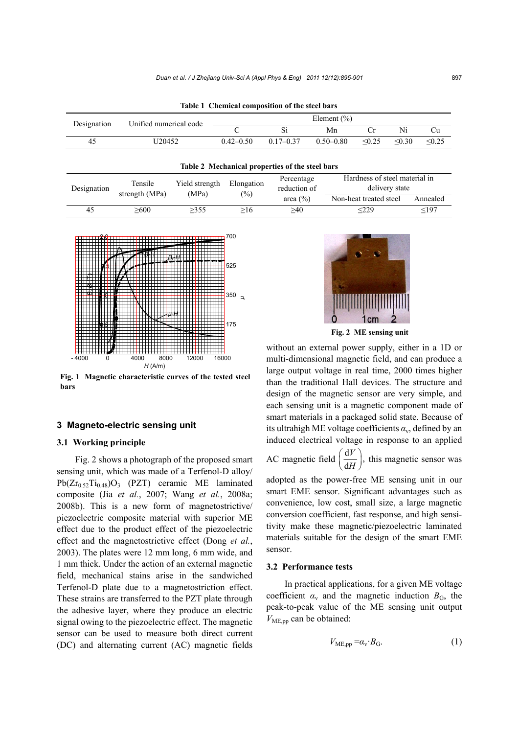**Table 1 Chemical composition of the steel bars**

| Designation | Unified numerical code | Element (%) | | | | | |
|---|---|---|---|---|---|---|---|
| | | C | Si | Mn | Cr | Ni | Cu |
| 45 | U20452 | 0.42–0.50 | 0.17–0.37 | 0.50–0.80 | ≤0.25 | ≤0.30 | ≤0.25 |

**Table 2 Mechanical properties of the steel bars**

| Designation | Tensile strength (MPa) | Yield strength (MPa) | Elongation (%) | Percentage reduction of area (%) | Hardness of steel material in delivery state | |
|---|---|---|---|---|---|---|
| | | | | | Non-heat treated steel | Annealed |
| 45 | ≥600 | ≥355 | ≥16 | ≥40 | ≤229 | ≤197 |

**Fig. 1 Magnetic characteristic curves of the tested steel bars**

**Fig. 2 ME sensing unit**

## 3 Magneto-electric sensing unit

### 3.1 Working principle

Fig. 2 shows a photograph of the proposed smart sensing unit, which was made of a Terfenol-D alloy/ $Pb(Zr_{0.52}Ti_{0.48})O_3$ (PZT) ceramic ME laminated composite (Jia *et al.*, 2007; Wang *et al.*, 2008a; 2008b). This is a new form of magnetostrictive/ piezoelectric composite material with superior ME effect due to the product effect of the piezoelectric effect and the magnetostrictive effect (Dong *et al.*, 2003). The plates were 12 mm long, 6 mm wide, and 1 mm thick. Under the action of an external magnetic field, mechanical stains arise in the sandwiched Terfenol-D plate due to a magnetostriction effect. These strains are transferred to the PZT plate through the adhesive layer, where they produce an electric signal owing to the piezoelectric effect. The magnetic sensor can be used to measure both direct current (DC) and alternating current (AC) magnetic fields without an external power supply, either in a 1D or multi-dimensional magnetic field, and can produce a large output voltage in real time, 2000 times higher than the traditional Hall devices. The structure and design of the magnetic sensor are very simple, and each sensing unit is a magnetic component made of smart materials in a packaged solid state. Because of its ultrahigh ME voltage coefficients $\alpha_v$, defined by an induced electrical voltage in response to an applied AC magnetic field $\left(\frac{dV}{dH}\right)$, this magnetic sensor was adopted as the power-free ME sensing unit in our smart EME sensor. Significant advantages such as convenience, low cost, small size, a large magnetic conversion coefficient, fast response, and high sensitivity make these magnetic/piezoelectric laminated materials suitable for the design of the smart EME sensor.

### 3.2 Performance tests

In practical applications, for a given ME voltage coefficient $\alpha_v$ and the magnetic induction $B_G$, the peak-to-peak value of the ME sensing unit output $V_{ME,pp}$ can be obtained:

$$V_{ME,pp} = \alpha_v \cdot B_G. \tag{1}$$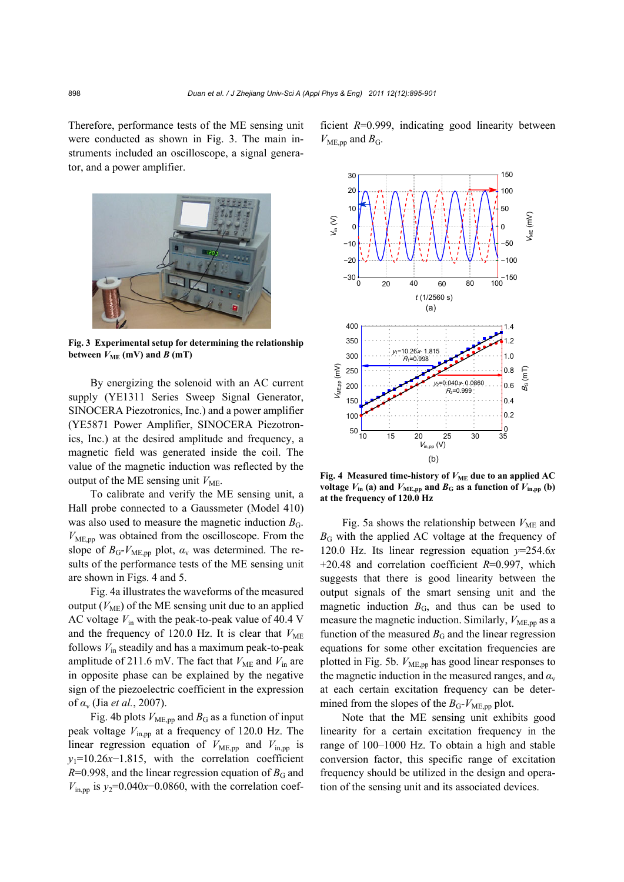Therefore, performance tests of the ME sensing unit were conducted as shown in Fig. 3. The main instruments included an oscilloscope, a signal generator, and a power amplifier.

**Fig. 3 Experimental setup for determining the relationship between $V_{ME}$ (mV) and $B$ (mT)**

By energizing the solenoid with an AC current supply (YE1311 Series Sweep Signal Generator, SINOCERA Piezotronics, Inc.) and a power amplifier (YE5871 Power Amplifier, SINOCERA Piezotronics, Inc.) at the desired amplitude and frequency, a magnetic field was generated inside the coil. The value of the magnetic induction was reflected by the output of the ME sensing unit $V_{ME}$.

To calibrate and verify the ME sensing unit, a Hall probe connected to a Gaussmeter (Model 410) was also used to measure the magnetic induction $B_G$. $V_{ME,pp}$ was obtained from the oscilloscope. From the slope of $B_G$-$V_{ME,pp}$ plot, $\alpha_v$ was determined. The results of the performance tests of the ME sensing unit are shown in Figs. 4 and 5.

Fig. 4a illustrates the waveforms of the measured output ($V_{ME}$) of the ME sensing unit due to an applied AC voltage $V_{in}$ with the peak-to-peak value of 40.4 V and the frequency of 120.0 Hz. It is clear that $V_{ME}$ follows $V_{in}$ steadily and has a maximum peak-to-peak amplitude of 211.6 mV. The fact that $V_{ME}$ and $V_{in}$ are in opposite phase can be explained by the negative sign of the piezoelectric coefficient in the expression of $\alpha_v$ (Jia *et al.*, 2007).

Fig. 4b plots $V_{ME,pp}$ and $B_G$ as a function of input peak voltage $V_{in,pp}$ at a frequency of 120.0 Hz. The linear regression equation of $V_{ME,pp}$ and $V_{in,pp}$ is $y_1$=10.26$x$−1.815, with the correlation coefficient $R$=0.998, and the linear regression equation of $B_G$ and $V_{in,pp}$ is $y_2$=0.040$x$−0.0860, with the correlation coefficient $R$=0.999, indicating good linearity between $V_{ME,pp}$ and $B_G$.

**Fig. 4 Measured time-history of $V_{ME}$ due to an applied AC voltage $V_{in}$ (a) and $V_{ME,pp}$ and $B_G$ as a function of $V_{in,pp}$ (b) at the frequency of 120.0 Hz**

Fig. 5a shows the relationship between $V_{ME}$ and $B_G$ with the applied AC voltage at the frequency of 120.0 Hz. Its linear regression equation $y$=254.6$x$ +20.48 and correlation coefficient $R$=0.997, which suggests that there is good linearity between the output signals of the smart sensing unit and the magnetic induction $B_G$, and thus can be used to measure the magnetic induction. Similarly, $V_{ME,pp}$ as a function of the measured $B_G$ and the linear regression equations for some other excitation frequencies are plotted in Fig. 5b. $V_{ME,pp}$ has good linear responses to the magnetic induction in the measured ranges, and $\alpha_v$ at each certain excitation frequency can be determined from the slopes of the $B_G$-$V_{ME,pp}$ plot.

Note that the ME sensing unit exhibits good linearity for a certain excitation frequency in the range of 100–1000 Hz. To obtain a high and stable conversion factor, this specific range of excitation frequency should be utilized in the design and operation of the sensing unit and its associated devices.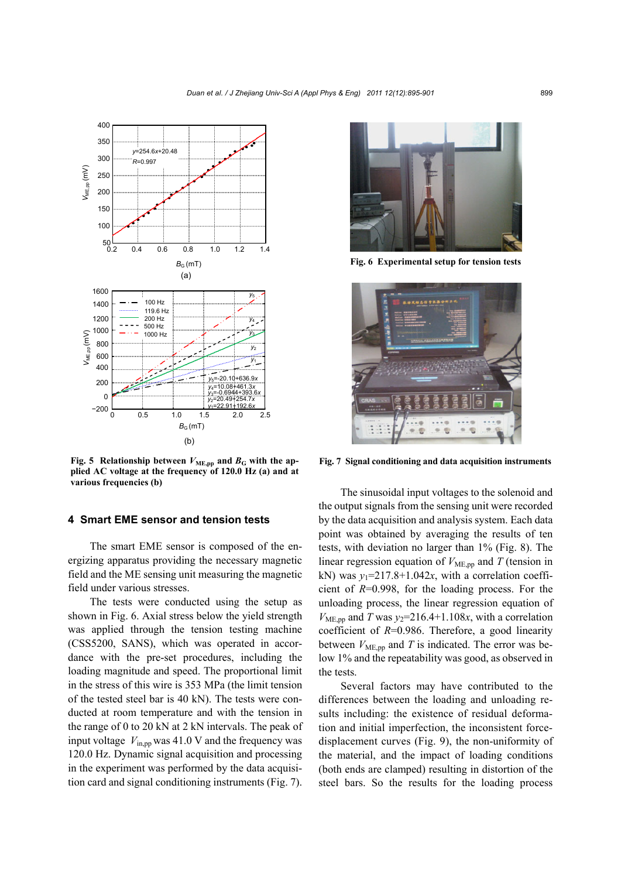**Fig. 5 Relationship between $V_{ME,pp}$ and $B_G$ with the applied AC voltage at the frequency of 120.0 Hz (a) and at various frequencies (b)**

**Fig. 6 Experimental setup for tension tests**

**Fig. 7 Signal conditioning and data acquisition instruments**

## 4 Smart EME sensor and tension tests

The smart EME sensor is composed of the energizing apparatus providing the necessary magnetic field and the ME sensing unit measuring the magnetic field under various stresses.

The tests were conducted using the setup as shown in Fig. 6. Axial stress below the yield strength was applied through the tension testing machine (CSS5200, SANS), which was operated in accordance with the pre-set procedures, including the loading magnitude and speed. The proportional limit in the stress of this wire is 353 MPa (the limit tension of the tested steel bar is 40 kN). The tests were conducted at room temperature and with the tension in the range of 0 to 20 kN at 2 kN intervals. The peak of input voltage $V_{in,pp}$ was 41.0 V and the frequency was 120.0 Hz. Dynamic signal acquisition and processing in the experiment was performed by the data acquisition card and signal conditioning instruments (Fig. 7).

The sinusoidal input voltages to the solenoid and the output signals from the sensing unit were recorded by the data acquisition and analysis system. Each data point was obtained by averaging the results of ten tests, with deviation no larger than 1% (Fig. 8). The linear regression equation of $V_{ME,pp}$ and $T$ (tension in kN) was $y_1$=217.8+1.042$x$, with a correlation coefficient of $R$=0.998, for the loading process. For the unloading process, the linear regression equation of $V_{ME,pp}$ and $T$ was $y_2$=216.4+1.108$x$, with a correlation coefficient of $R$=0.986. Therefore, a good linearity between $V_{ME,pp}$ and $T$ is indicated. The error was below 1% and the repeatability was good, as observed in the tests.

Several factors may have contributed to the differences between the loading and unloading results including: the existence of residual deformation and initial imperfection, the inconsistent force-displacement curves (Fig. 9), the non-uniformity of the material, and the impact of loading conditions (both ends are clamped) resulting in distortion of the steel bars. So the results for the loading process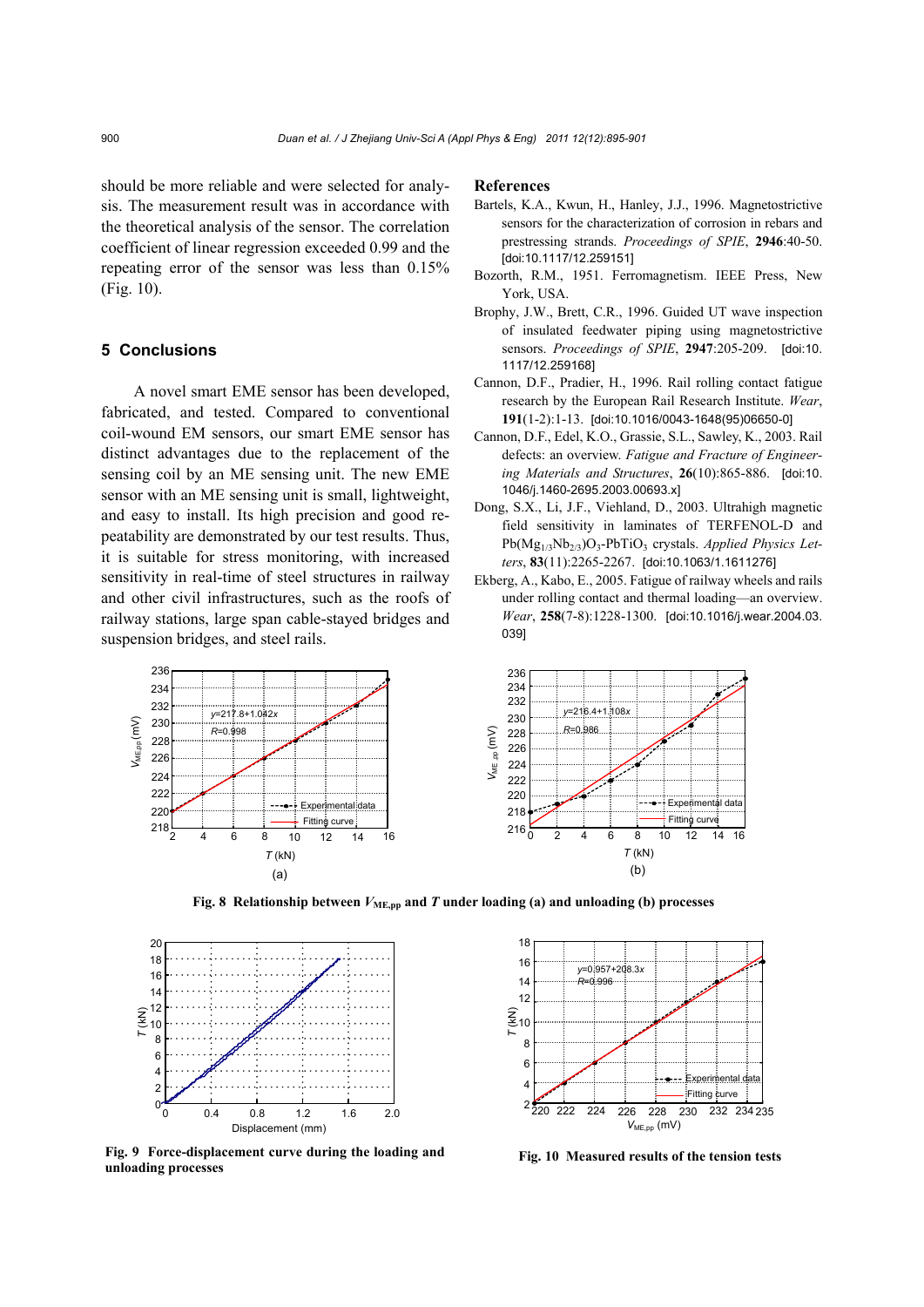should be more reliable and were selected for analysis. The measurement result was in accordance with the theoretical analysis of the sensor. The correlation coefficient of linear regression exceeded 0.99 and the repeating error of the sensor was less than 0.15% (Fig. 10).

## 5 Conclusions

A novel smart EME sensor has been developed, fabricated, and tested. Compared to conventional coil-wound EM sensors, our smart EME sensor has distinct advantages due to the replacement of the sensing coil by an ME sensing unit. The new EME sensor with an ME sensing unit is small, lightweight, and easy to install. Its high precision and good repeatability are demonstrated by our test results. Thus, it is suitable for stress monitoring, with increased sensitivity in real-time of steel structures in railway and other civil infrastructures, such as the roofs of railway stations, large span cable-stayed bridges and suspension bridges, and steel rails.

## References

Bartels, K.A., Kwun, H., Hanley, J.J., 1996. Magnetostrictive sensors for the characterization of corrosion in rebars and prestressing strands. *Proceedings of SPIE*, **2946**:40-50. [doi:10.1117/12.259151]

Bozorth, R.M., 1951. Ferromagnetism. IEEE Press, New York, USA.

Brophy, J.W., Brett, C.R., 1996. Guided UT wave inspection of insulated feedwater piping using magnetostrictive sensors. *Proceedings of SPIE*, **2947**:205-209. [doi:10.1117/12.259168]

Cannon, D.F., Pradier, H., 1996. Rail rolling contact fatigue research by the European Rail Research Institute. *Wear*, **191**(1-2):1-13. [doi:10.1016/0043-1648(95)06650-0]

Cannon, D.F., Edel, K.O., Grassie, S.L., Sawley, K., 2003. Rail defects: an overview. *Fatigue and Fracture of Engineering Materials and Structures*, **26**(10):865-886. [doi:10.1046/j.1460-2695.2003.00693.x]

Dong, S.X., Li, J.F., Viehland, D., 2003. Ultrahigh magnetic field sensitivity in laminates of TERFENOL-D and $Pb(Mg_{1/3}Nb_{2/3})O_3$-$PbTiO_3$ crystals. *Applied Physics Letters*, **83**(11):2265-2267. [doi:10.1063/1.1611276]

Ekberg, A., Kabo, E., 2005. Fatigue of railway wheels and rails under rolling contact and thermal loading—an overview. *Wear*, **258**(7-8):1228-1300. [doi:10.1016/j.wear.2004.03.039]

**Fig. 8 Relationship between $V_{ME,pp}$ and $T$ under loading (a) and unloading (b) processes**

**Fig. 9 Force-displacement curve during the loading and unloading processes**

**Fig. 10 Measured results of the tension tests**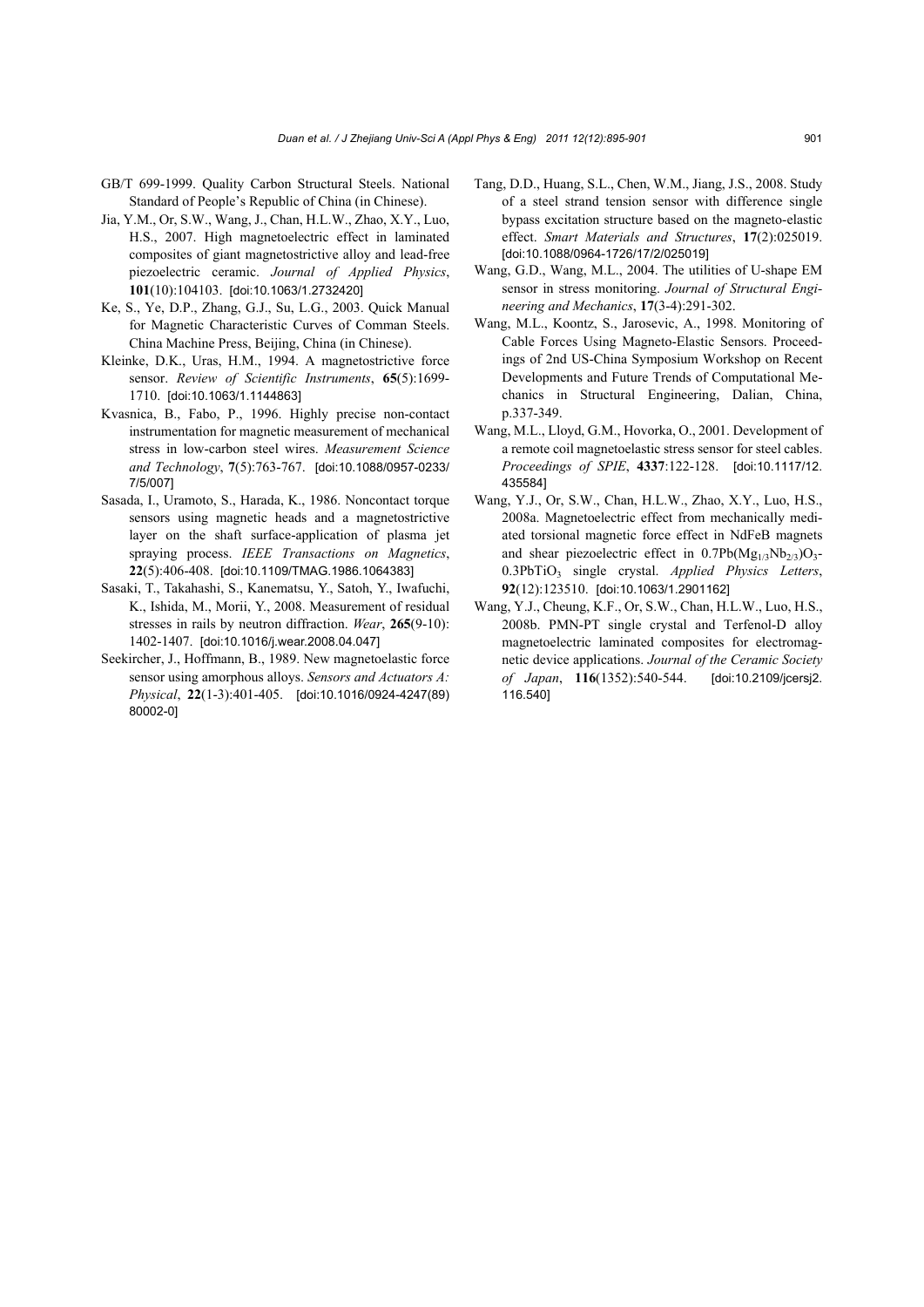GB/T 699-1999. Quality Carbon Structural Steels. National Standard of People's Republic of China (in Chinese).

Jia, Y.M., Or, S.W., Wang, J., Chan, H.L.W., Zhao, X.Y., Luo, H.S., 2007. High magnetoelectric effect in laminated composites of giant magnetostrictive alloy and lead-free piezoelectric ceramic. *Journal of Applied Physics*, **101**(10):104103. [doi:10.1063/1.2732420]

Ke, S., Ye, D.P., Zhang, G.J., Su, L.G., 2003. Quick Manual for Magnetic Characteristic Curves of Comman Steels. China Machine Press, Beijing, China (in Chinese).

Kleinke, D.K., Uras, H.M., 1994. A magnetostrictive force sensor. *Review of Scientific Instruments*, **65**(5):1699-1710. [doi:10.1063/1.1144863]

Kvasnica, B., Fabo, P., 1996. Highly precise non-contact instrumentation for magnetic measurement of mechanical stress in low-carbon steel wires. *Measurement Science and Technology*, **7**(5):763-767. [doi:10.1088/0957-0233/7/5/007]

Sasada, I., Uramoto, S., Harada, K., 1986. Noncontact torque sensors using magnetic heads and a magnetostrictive layer on the shaft surface-application of plasma jet spraying process. *IEEE Transactions on Magnetics*, **22**(5):406-408. [doi:10.1109/TMAG.1986.1064383]

Sasaki, T., Takahashi, S., Kanematsu, Y., Satoh, Y., Iwafuchi, K., Ishida, M., Morii, Y., 2008. Measurement of residual stresses in rails by neutron diffraction. *Wear*, **265**(9-10):1402-1407. [doi:10.1016/j.wear.2008.04.047]

Seekircher, J., Hoffmann, B., 1989. New magnetoelastic force sensor using amorphous alloys. *Sensors and Actuators A: Physical*, **22**(1-3):401-405. [doi:10.1016/0924-4247(89)80002-0]

Tang, D.D., Huang, S.L., Chen, W.M., Jiang, J.S., 2008. Study of a steel strand tension sensor with difference single bypass excitation structure based on the magneto-elastic effect. *Smart Materials and Structures*, **17**(2):025019. [doi:10.1088/0964-1726/17/2/025019]

Wang, G.D., Wang, M.L., 2004. The utilities of U-shape EM sensor in stress monitoring. *Journal of Structural Engineering and Mechanics*, **17**(3-4):291-302.

Wang, M.L., Koontz, S., Jarosevic, A., 1998. Monitoring of Cable Forces Using Magneto-Elastic Sensors. Proceedings of 2nd US-China Symposium Workshop on Recent Developments and Future Trends of Computational Mechanics in Structural Engineering, Dalian, China, p.337-349.

Wang, M.L., Lloyd, G.M., Hovorka, O., 2001. Development of a remote coil magnetoelastic stress sensor for steel cables. *Proceedings of SPIE*, **4337**:122-128. [doi:10.1117/12.435584]

Wang, Y.J., Or, S.W., Chan, H.L.W., Zhao, X.Y., Luo, H.S., 2008a. Magnetoelectric effect from mechanically mediated torsional magnetic force effect in NdFeB magnets and shear piezoelectric effect in $0.7Pb(Mg_{1/3}Nb_{2/3})O_3$-$0.3PbTiO_3$ single crystal. *Applied Physics Letters*, **92**(12):123510. [doi:10.1063/1.2901162]

Wang, Y.J., Cheung, K.F., Or, S.W., Chan, H.L.W., Luo, H.S., 2008b. PMN-PT single crystal and Terfenol-D alloy magnetoelectric laminated composites for electromagnetic device applications. *Journal of the Ceramic Society of Japan*, **116**(1352):540-544. [doi:10.2109/jcersj2.116.540]